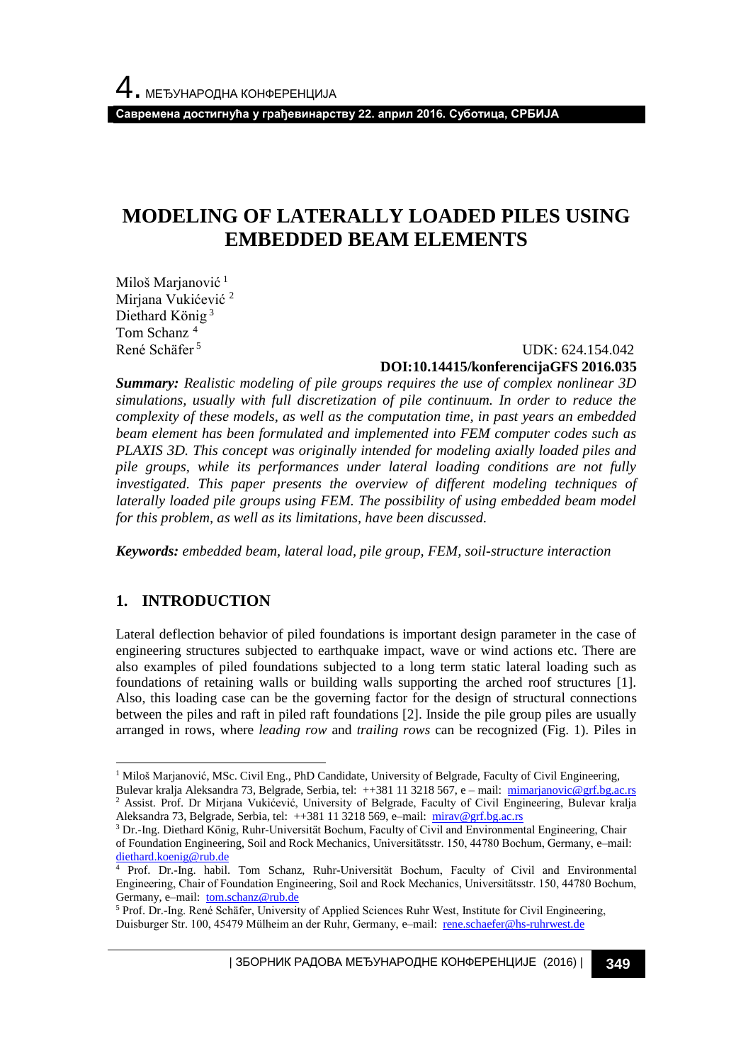# MODELING OF LATERALLY LOADED PILES USING EMBEDDED BEAM ELEMENTS

Miloš Marjanović [1]
Mirjana Vukićević [2]
Diethard König [3]
Tom Schanz [4]
René Schäfer [5]

UDK: 624.154.042
**DOI:10.14415/konferencijaGFS 2016.035**

***Summary:*** *Realistic modeling of pile groups requires the use of complex nonlinear 3D simulations, usually with full discretization of pile continuum. In order to reduce the complexity of these models, as well as the computation time, in past years an embedded beam element has been formulated and implemented into FEM computer codes such as PLAXIS 3D. This concept was originally intended for modeling axially loaded piles and pile groups, while its performances under lateral loading conditions are not fully investigated. This paper presents the overview of different modeling techniques of laterally loaded pile groups using FEM. The possibility of using embedded beam model for this problem, as well as its limitations, have been discussed.*

***Keywords:*** *embedded beam, lateral load, pile group, FEM, soil-structure interaction*

## 1. INTRODUCTION

Lateral deflection behavior of piled foundations is important design parameter in the case of engineering structures subjected to earthquake impact, wave or wind actions etc. There are also examples of piled foundations subjected to a long term static lateral loading such as foundations of retaining walls or building walls supporting the arched roof structures [1]. Also, this loading case can be the governing factor for the design of structural connections between the piles and raft in piled raft foundations [2]. Inside the pile group piles are usually arranged in rows, where *leading row* and *trailing rows* can be recognized (Fig. 1). Piles in

---

[1] Miloš Marjanović, MSc. Civil Eng., PhD Candidate, University of Belgrade, Faculty of Civil Engineering, Bulevar kralja Aleksandra 73, Belgrade, Serbia, tel: ++381 11 3218 567, e – mail: mimarjanovic@grf.bg.ac.rs

[2] Assist. Prof. Dr Mirjana Vukićević, University of Belgrade, Faculty of Civil Engineering, Bulevar kralja Aleksandra 73, Belgrade, Serbia, tel: ++381 11 3218 569, e–mail: mirav@grf.bg.ac.rs

[3] Dr.-Ing. Diethard König, Ruhr-Universität Bochum, Faculty of Civil and Environmental Engineering, Chair of Foundation Engineering, Soil and Rock Mechanics, Universitätsstr. 150, 44780 Bochum, Germany, e–mail: diethard.koenig@rub.de

[4] Prof. Dr.-Ing. habil. Tom Schanz, Ruhr-Universität Bochum, Faculty of Civil and Environmental Engineering, Chair of Foundation Engineering, Soil and Rock Mechanics, Universitätsstr. 150, 44780 Bochum, Germany, e–mail: tom.schanz@rub.de

[5] Prof. Dr.-Ing. René Schäfer, University of Applied Sciences Ruhr West, Institute for Civil Engineering, Duisburger Str. 100, 45479 Mülheim an der Ruhr, Germany, e–mail: rene.schaefer@hs-ruhrwest.de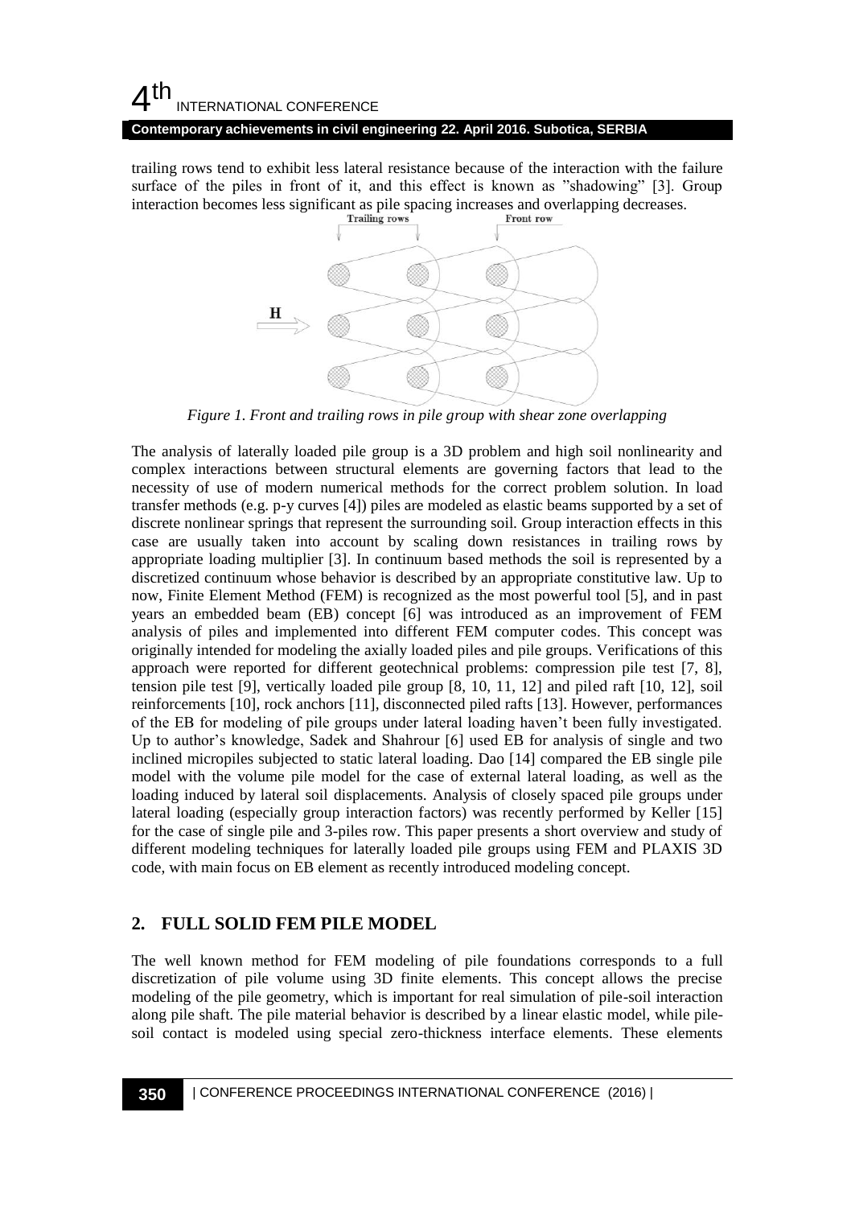trailing rows tend to exhibit less lateral resistance because of the interaction with the failure surface of the piles in front of it, and this effect is known as "shadowing" [3]. Group interaction becomes less significant as pile spacing increases and overlapping decreases.

*Figure 1. Front and trailing rows in pile group with shear zone overlapping*

The analysis of laterally loaded pile group is a 3D problem and high soil nonlinearity and complex interactions between structural elements are governing factors that lead to the necessity of use of modern numerical methods for the correct problem solution. In load transfer methods (e.g. p-y curves [4]) piles are modeled as elastic beams supported by a set of discrete nonlinear springs that represent the surrounding soil. Group interaction effects in this case are usually taken into account by scaling down resistances in trailing rows by appropriate loading multiplier [3]. In continuum based methods the soil is represented by a discretized continuum whose behavior is described by an appropriate constitutive law. Up to now, Finite Element Method (FEM) is recognized as the most powerful tool [5], and in past years an embedded beam (EB) concept [6] was introduced as an improvement of FEM analysis of piles and implemented into different FEM computer codes. This concept was originally intended for modeling the axially loaded piles and pile groups. Verifications of this approach were reported for different geotechnical problems: compression pile test [7, 8], tension pile test [9], vertically loaded pile group [8, 10, 11, 12] and piled raft [10, 12], soil reinforcements [10], rock anchors [11], disconnected piled rafts [13]. However, performances of the EB for modeling of pile groups under lateral loading haven't been fully investigated. Up to author's knowledge, Sadek and Shahrour [6] used EB for analysis of single and two inclined micropiles subjected to static lateral loading. Dao [14] compared the EB single pile model with the volume pile model for the case of external lateral loading, as well as the loading induced by lateral soil displacements. Analysis of closely spaced pile groups under lateral loading (especially group interaction factors) was recently performed by Keller [15] for the case of single pile and 3-piles row. This paper presents a short overview and study of different modeling techniques for laterally loaded pile groups using FEM and PLAXIS 3D code, with main focus on EB element as recently introduced modeling concept.

## 2. FULL SOLID FEM PILE MODEL

The well known method for FEM modeling of pile foundations corresponds to a full discretization of pile volume using 3D finite elements. This concept allows the precise modeling of the pile geometry, which is important for real simulation of pile-soil interaction along pile shaft. The pile material behavior is described by a linear elastic model, while pile-soil contact is modeled using special zero-thickness interface elements. These elements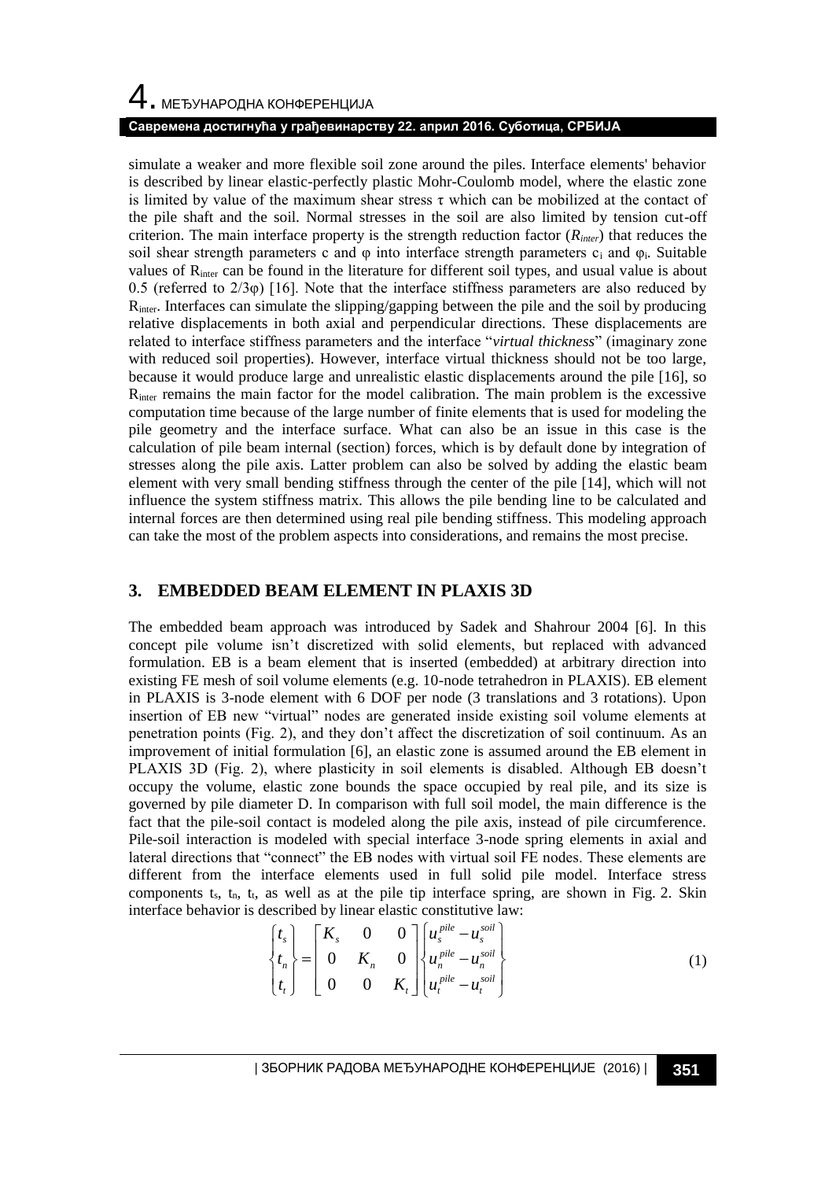simulate a weaker and more flexible soil zone around the piles. Interface elements' behavior is described by linear elastic-perfectly plastic Mohr-Coulomb model, where the elastic zone is limited by value of the maximum shear stress $\tau$ which can be mobilized at the contact of the pile shaft and the soil. Normal stresses in the soil are also limited by tension cut-off criterion. The main interface property is the strength reduction factor ($R_{inter}$) that reduces the soil shear strength parameters c and $\varphi$ into interface strength parameters $c_i$ and $\varphi_i$. Suitable values of $R_{inter}$ can be found in the literature for different soil types, and usual value is about 0.5 (referred to $2/3\varphi$) [16]. Note that the interface stiffness parameters are also reduced by $R_{inter}$. Interfaces can simulate the slipping/gapping between the pile and the soil by producing relative displacements in both axial and perpendicular directions. These displacements are related to interface stiffness parameters and the interface "*virtual thickness*" (imaginary zone with reduced soil properties). However, interface virtual thickness should not be too large, because it would produce large and unrealistic elastic displacements around the pile [16], so $R_{inter}$ remains the main factor for the model calibration. The main problem is the excessive computation time because of the large number of finite elements that is used for modeling the pile geometry and the interface surface. What can also be an issue in this case is the calculation of pile beam internal (section) forces, which is by default done by integration of stresses along the pile axis. Latter problem can also be solved by adding the elastic beam element with very small bending stiffness through the center of the pile [14], which will not influence the system stiffness matrix. This allows the pile bending line to be calculated and internal forces are then determined using real pile bending stiffness. This modeling approach can take the most of the problem aspects into considerations, and remains the most precise.

## 3. EMBEDDED BEAM ELEMENT IN PLAXIS 3D

The embedded beam approach was introduced by Sadek and Shahrour 2004 [6]. In this concept pile volume isn't discretized with solid elements, but replaced with advanced formulation. EB is a beam element that is inserted (embedded) at arbitrary direction into existing FE mesh of soil volume elements (e.g. 10-node tetrahedron in PLAXIS). EB element in PLAXIS is 3-node element with 6 DOF per node (3 translations and 3 rotations). Upon insertion of EB new "virtual" nodes are generated inside existing soil volume elements at penetration points (Fig. 2), and they don't affect the discretization of soil continuum. As an improvement of initial formulation [6], an elastic zone is assumed around the EB element in PLAXIS 3D (Fig. 2), where plasticity in soil elements is disabled. Although EB doesn't occupy the volume, elastic zone bounds the space occupied by real pile, and its size is governed by pile diameter D. In comparison with full soil model, the main difference is the fact that the pile-soil contact is modeled along the pile axis, instead of pile circumference. Pile-soil interaction is modeled with special interface 3-node spring elements in axial and lateral directions that "connect" the EB nodes with virtual soil FE nodes. These elements are different from the interface elements used in full solid pile model. Interface stress components $t_s$, $t_n$, $t_t$, as well as at the pile tip interface spring, are shown in Fig. 2. Skin interface behavior is described by linear elastic constitutive law:

$$\begin{Bmatrix} t_s \\ t_n \\ t_t \end{Bmatrix} = \begin{bmatrix} K_s & 0 & 0 \\ 0 & K_n & 0 \\ 0 & 0 & K_t \end{bmatrix} \begin{Bmatrix} u_s^{pile} - u_s^{soil} \\ u_n^{pile} - u_n^{soil} \\ u_t^{pile} - u_t^{soil} \end{Bmatrix} \tag{1}$$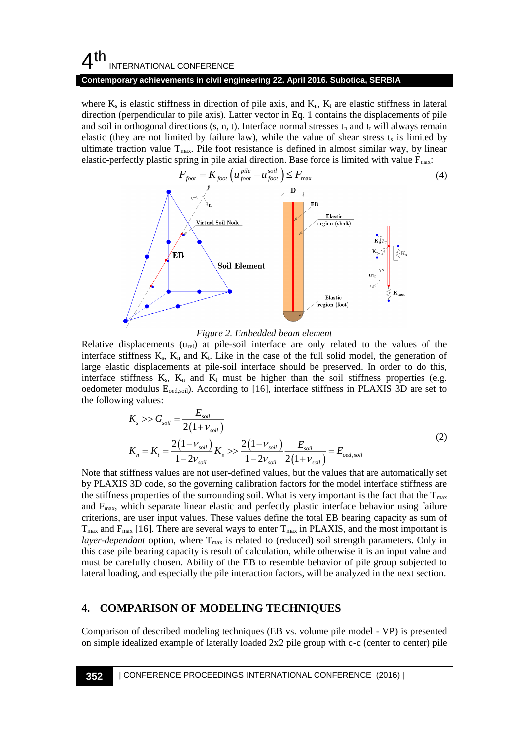where $K_s$ is elastic stiffness in direction of pile axis, and $K_n$, $K_t$ are elastic stiffness in lateral direction (perpendicular to pile axis). Latter vector in Eq. 1 contains the displacements of pile and soil in orthogonal directions (s, n, t). Interface normal stresses $t_n$ and $t_t$ will always remain elastic (they are not limited by failure law), while the value of shear stress $t_s$ is limited by ultimate traction value $T_{max}$. Pile foot resistance is defined in almost similar way, by linear elastic-perfectly plastic spring in pile axial direction. Base force is limited with value $F_{max}$:

$$F_{foot} = K_{foot}\left(u_{foot}^{pile} - u_{foot}^{soil}\right) \leq F_{\max} \tag{4}$$

*Figure 2. Embedded beam element*

Relative displacements ($u_{rel}$) at pile-soil interface are only related to the values of the interface stiffness $K_s$, $K_n$ and $K_t$. Like in the case of the full solid model, the generation of large elastic displacements at pile-soil interface should be preserved. In order to do this, interface stiffness $K_s$, $K_n$ and $K_t$ must be higher than the soil stiffness properties (e.g. oedometer modulus $E_{oed,soil}$). According to [16], interface stiffness in PLAXIS 3D are set to the following values:

$$\begin{aligned} K_s &>> G_{soil} = \frac{E_{soil}}{2(1+\nu_{soil})} \\ K_n &= K_t = \frac{2(1-\nu_{soil})}{1-2\nu_{soil}} K_s >> \frac{2(1-\nu_{soil})}{1-2\nu_{soil}} \frac{E_{soil}}{2(1+\nu_{soil})} = E_{oed,soil} \end{aligned} \tag{2}$$

Note that stiffness values are not user-defined values, but the values that are automatically set by PLAXIS 3D code, so the governing calibration factors for the model interface stiffness are the stiffness properties of the surrounding soil. What is very important is the fact that the $T_{max}$ and $F_{max}$, which separate linear elastic and perfectly plastic interface behavior using failure criterions, are user input values. These values define the total EB bearing capacity as sum of $T_{max}$ and $F_{max}$ [16]. There are several ways to enter $T_{max}$ in PLAXIS, and the most important is *layer-dependant* option, where $T_{max}$ is related to (reduced) soil strength parameters. Only in this case pile bearing capacity is result of calculation, while otherwise it is an input value and must be carefully chosen. Ability of the EB to resemble behavior of pile group subjected to lateral loading, and especially the pile interaction factors, will be analyzed in the next section.

## 4. COMPARISON OF MODELING TECHNIQUES

Comparison of described modeling techniques (EB vs. volume pile model - VP) is presented on simple idealized example of laterally loaded 2x2 pile group with c-c (center to center) pile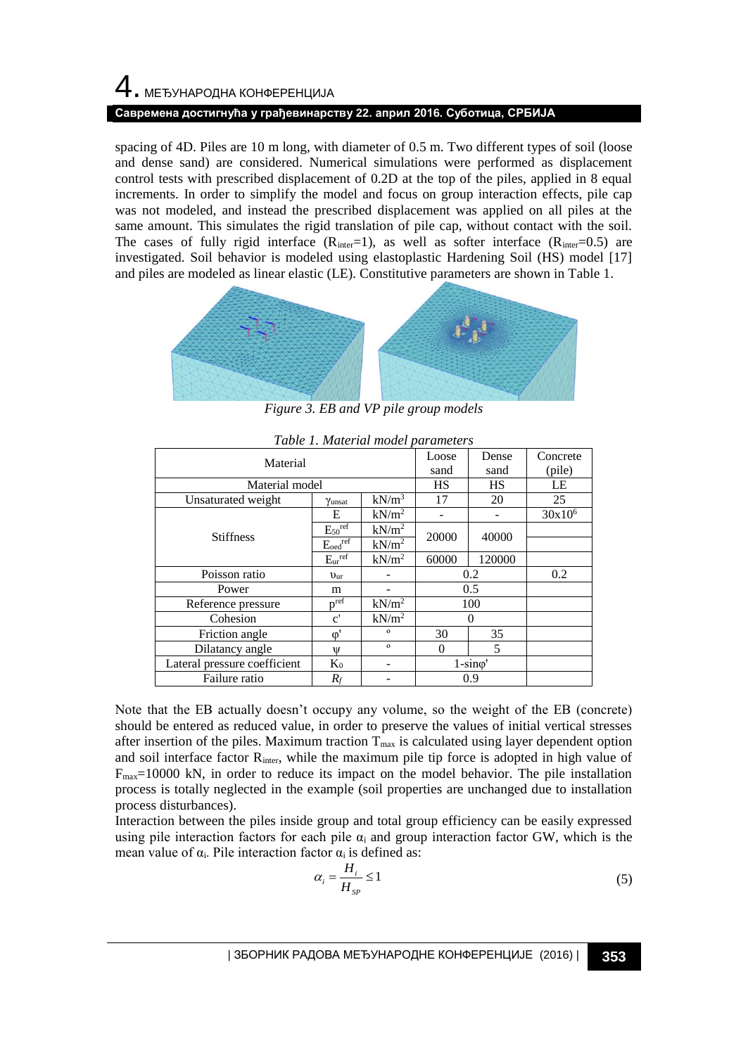spacing of 4D. Piles are 10 m long, with diameter of 0.5 m. Two different types of soil (loose and dense sand) are considered. Numerical simulations were performed as displacement control tests with prescribed displacement of 0.2D at the top of the piles, applied in 8 equal increments. In order to simplify the model and focus on group interaction effects, pile cap was not modeled, and instead the prescribed displacement was applied on all piles at the same amount. This simulates the rigid translation of pile cap, without contact with the soil. The cases of fully rigid interface ($R_{inter}$=1), as well as softer interface ($R_{inter}$=0.5) are investigated. Soil behavior is modeled using elastoplastic Hardening Soil (HS) model [17] and piles are modeled as linear elastic (LE). Constitutive parameters are shown in Table 1.

*Figure 3. EB and VP pile group models*

*Table 1. Material model parameters*

| Material | | | Loose sand | Dense sand | Concrete (pile) |
|---|---|---|---|---|---|
| Material model | | | HS | HS | LE |
| Unsaturated weight | $\gamma_{unsat}$ | kN/m$^3$ | 17 | 20 | 25 |
| Stiffness | E | kN/m$^2$ | - | - | $30 \times 10^6$ |
| | $E_{50}^{ref}$ | kN/m$^2$ | 20000 | 40000 | |
| | $E_{oed}^{ref}$ | kN/m$^2$ | 20000 | 40000 | |
| | $E_{ur}^{ref}$ | kN/m$^2$ | 60000 | 120000 | |
| Poisson ratio | $\upsilon_{ur}$ | - | 0.2 | 0.2 | 0.2 |
| Power | m | - | 0.5 | 0.5 | |
| Reference pressure | $p^{ref}$ | kN/m$^2$ | 100 | 100 | |
| Cohesion | c' | kN/m$^2$ | 0 | 0 | |
| Friction angle | $\varphi'$ | ° | 30 | 35 | |
| Dilatancy angle | $\psi$ | ° | 0 | 5 | |
| Lateral pressure coefficient | $K_0$ | - | 1-sin$\varphi'$ | 1-sin$\varphi'$ | |
| Failure ratio | $R_f$ | - | 0.9 | 0.9 | |

Note that the EB actually doesn't occupy any volume, so the weight of the EB (concrete) should be entered as reduced value, in order to preserve the values of initial vertical stresses after insertion of the piles. Maximum traction $T_{max}$ is calculated using layer dependent option and soil interface factor $R_{inter}$, while the maximum pile tip force is adopted in high value of $F_{max}$=10000 kN, in order to reduce its impact on the model behavior. The pile installation process is totally neglected in the example (soil properties are unchanged due to installation process disturbances).

Interaction between the piles inside group and total group efficiency can be easily expressed using pile interaction factors for each pile $\alpha_i$ and group interaction factor GW, which is the mean value of $\alpha_i$. Pile interaction factor $\alpha_i$ is defined as:

$$\alpha_i = \frac{H_i}{H_{SP}} \leq 1 \tag{5}$$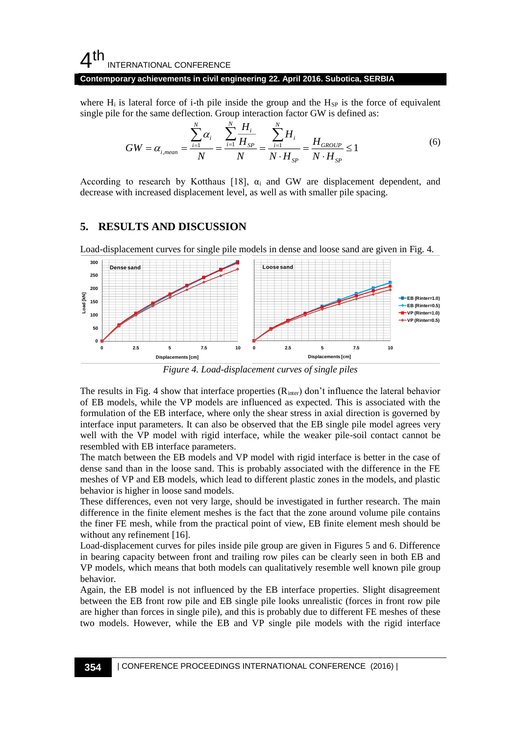where $H_i$ is lateral force of i-th pile inside the group and the $H_{SP}$ is the force of equivalent single pile for the same deflection. Group interaction factor GW is defined as:

$$GW = \alpha_{i,mean} = \frac{\sum_{i=1}^{N} \alpha_i}{N} = \frac{\sum_{i=1}^{N} \frac{H_i}{H_{SP}}}{N} = \frac{\sum_{i=1}^{N} H_i}{N \cdot H_{SP}} = \frac{H_{GROUP}}{N \cdot H_{SP}} \leq 1 \tag{6}$$

According to research by Kotthaus [18], $\alpha_i$ and GW are displacement dependent, and decrease with increased displacement level, as well as with smaller pile spacing.

## 5. RESULTS AND DISCUSSION

Load-displacement curves for single pile models in dense and loose sand are given in Fig. 4.

*Figure 4. Load-displacement curves of single piles*

The results in Fig. 4 show that interface properties ($R_{inter}$) don't influence the lateral behavior of EB models, while the VP models are influenced as expected. This is associated with the formulation of the EB interface, where only the shear stress in axial direction is governed by interface input parameters. It can also be observed that the EB single pile model agrees very well with the VP model with rigid interface, while the weaker pile-soil contact cannot be resembled with EB interface parameters.

The match between the EB models and VP model with rigid interface is better in the case of dense sand than in the loose sand. This is probably associated with the difference in the FE meshes of VP and EB models, which lead to different plastic zones in the models, and plastic behavior is higher in loose sand models.

These differences, even not very large, should be investigated in further research. The main difference in the finite element meshes is the fact that the zone around volume pile contains the finer FE mesh, while from the practical point of view, EB finite element mesh should be without any refinement [16].

Load-displacement curves for piles inside pile group are given in Figures 5 and 6. Difference in bearing capacity between front and trailing row piles can be clearly seen in both EB and VP models, which means that both models can qualitatively resemble well known pile group behavior.

Again, the EB model is not influenced by the EB interface properties. Slight disagreement between the EB front row pile and EB single pile looks unrealistic (forces in front row pile are higher than forces in single pile), and this is probably due to different FE meshes of these two models. However, while the EB and VP single pile models with the rigid interface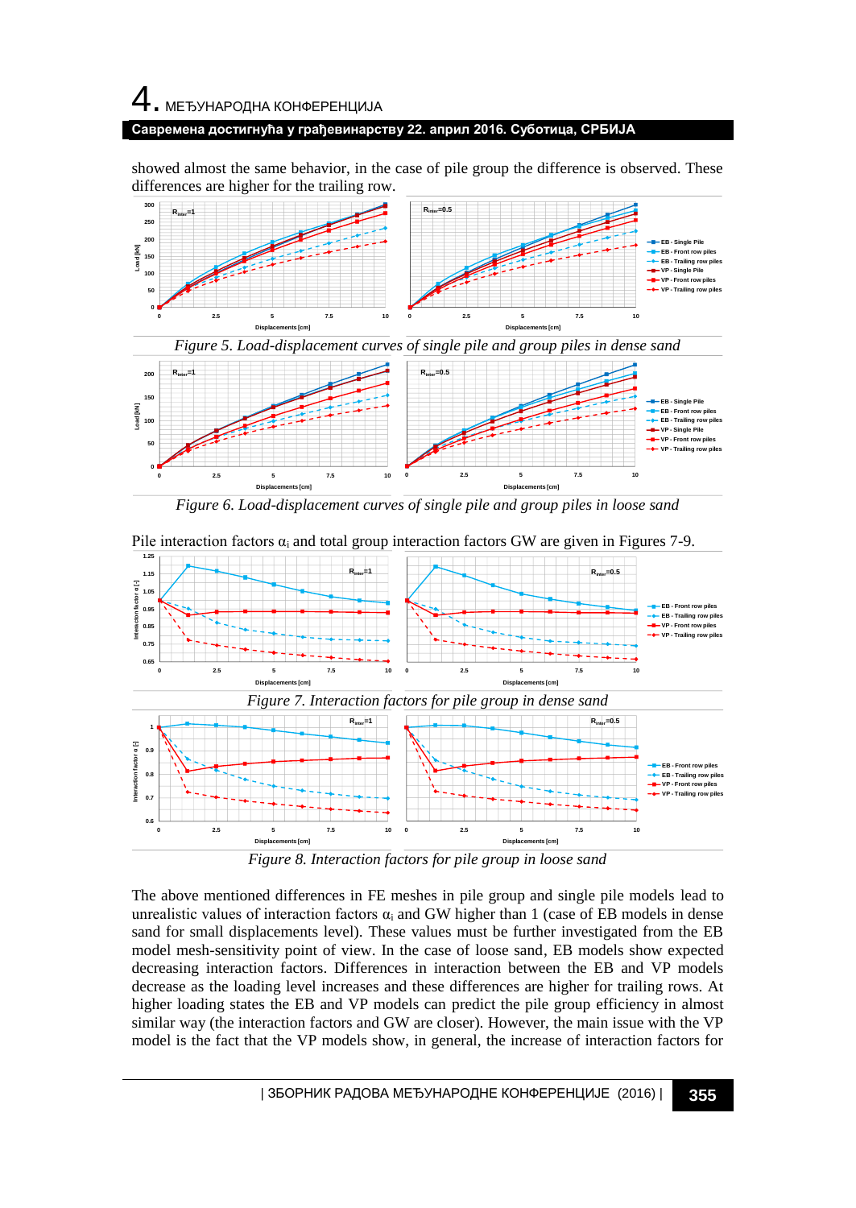showed almost the same behavior, in the case of pile group the difference is observed. These differences are higher for the trailing row.

*Figure 5. Load-displacement curves of single pile and group piles in dense sand*

*Figure 6. Load-displacement curves of single pile and group piles in loose sand*

Pile interaction factors $\alpha_i$ and total group interaction factors GW are given in Figures 7-9.

*Figure 7. Interaction factors for pile group in dense sand*

*Figure 8. Interaction factors for pile group in loose sand*

The above mentioned differences in FE meshes in pile group and single pile models lead to unrealistic values of interaction factors $\alpha_i$ and GW higher than 1 (case of EB models in dense sand for small displacements level). These values must be further investigated from the EB model mesh-sensitivity point of view. In the case of loose sand, EB models show expected decreasing interaction factors. Differences in interaction between the EB and VP models decrease as the loading level increases and these differences are higher for trailing rows. At higher loading states the EB and VP models can predict the pile group efficiency in almost similar way (the interaction factors and GW are closer). However, the main issue with the VP model is the fact that the VP models show, in general, the increase of interaction factors for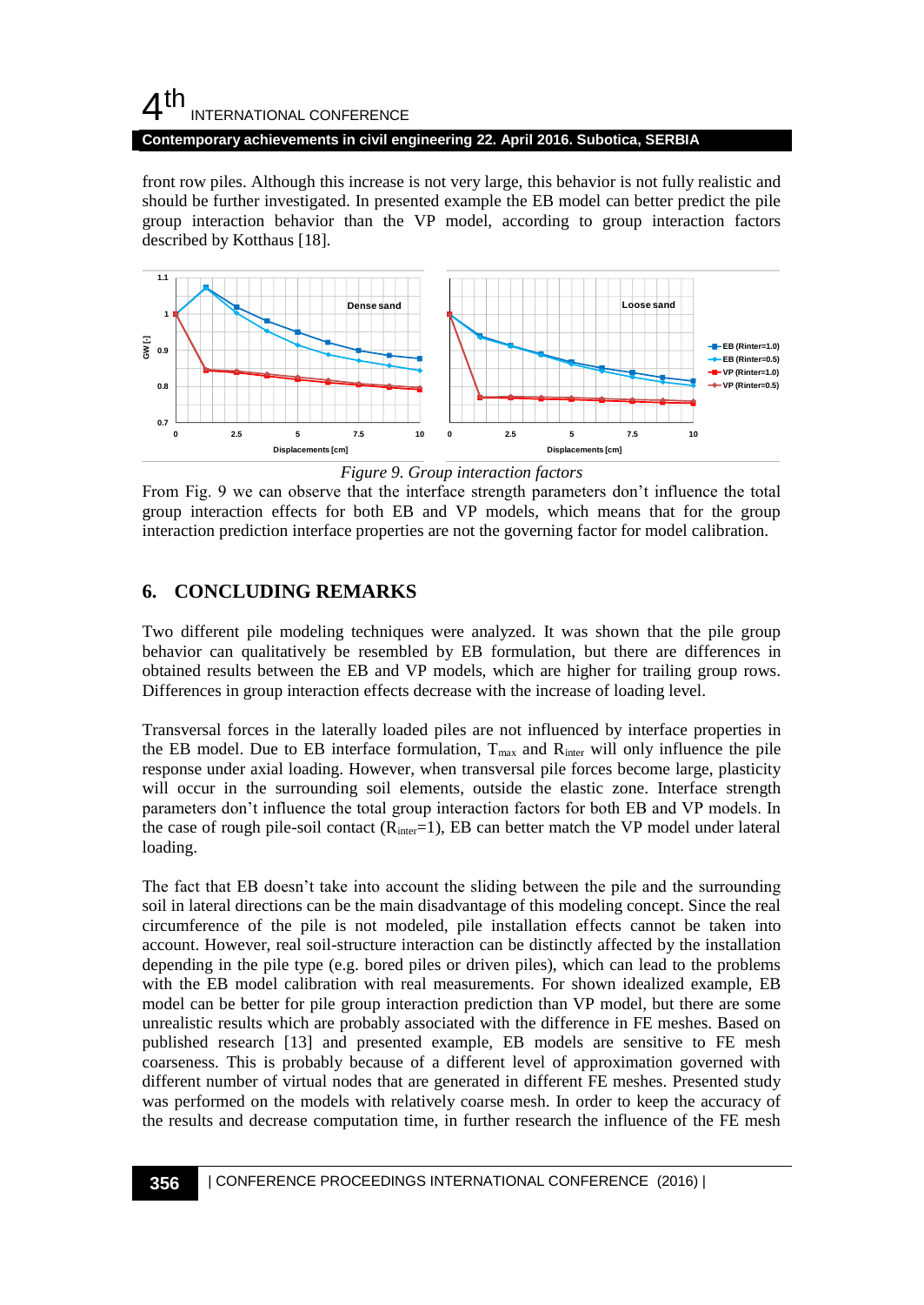front row piles. Although this increase is not very large, this behavior is not fully realistic and should be further investigated. In presented example the EB model can better predict the pile group interaction behavior than the VP model, according to group interaction factors described by Kotthaus [18].

*Figure 9. Group interaction factors*

From Fig. 9 we can observe that the interface strength parameters don't influence the total group interaction effects for both EB and VP models, which means that for the group interaction prediction interface properties are not the governing factor for model calibration.

## 6. CONCLUDING REMARKS

Two different pile modeling techniques were analyzed. It was shown that the pile group behavior can qualitatively be resembled by EB formulation, but there are differences in obtained results between the EB and VP models, which are higher for trailing group rows. Differences in group interaction effects decrease with the increase of loading level.

Transversal forces in the laterally loaded piles are not influenced by interface properties in the EB model. Due to EB interface formulation, $T_{max}$ and $R_{inter}$ will only influence the pile response under axial loading. However, when transversal pile forces become large, plasticity will occur in the surrounding soil elements, outside the elastic zone. Interface strength parameters don't influence the total group interaction factors for both EB and VP models. In the case of rough pile-soil contact ($R_{inter}$=1), EB can better match the VP model under lateral loading.

The fact that EB doesn't take into account the sliding between the pile and the surrounding soil in lateral directions can be the main disadvantage of this modeling concept. Since the real circumference of the pile is not modeled, pile installation effects cannot be taken into account. However, real soil-structure interaction can be distinctly affected by the installation depending in the pile type (e.g. bored piles or driven piles), which can lead to the problems with the EB model calibration with real measurements. For shown idealized example, EB model can be better for pile group interaction prediction than VP model, but there are some unrealistic results which are probably associated with the difference in FE meshes. Based on published research [13] and presented example, EB models are sensitive to FE mesh coarseness. This is probably because of a different level of approximation governed with different number of virtual nodes that are generated in different FE meshes. Presented study was performed on the models with relatively coarse mesh. In order to keep the accuracy of the results and decrease computation time, in further research the influence of the FE mesh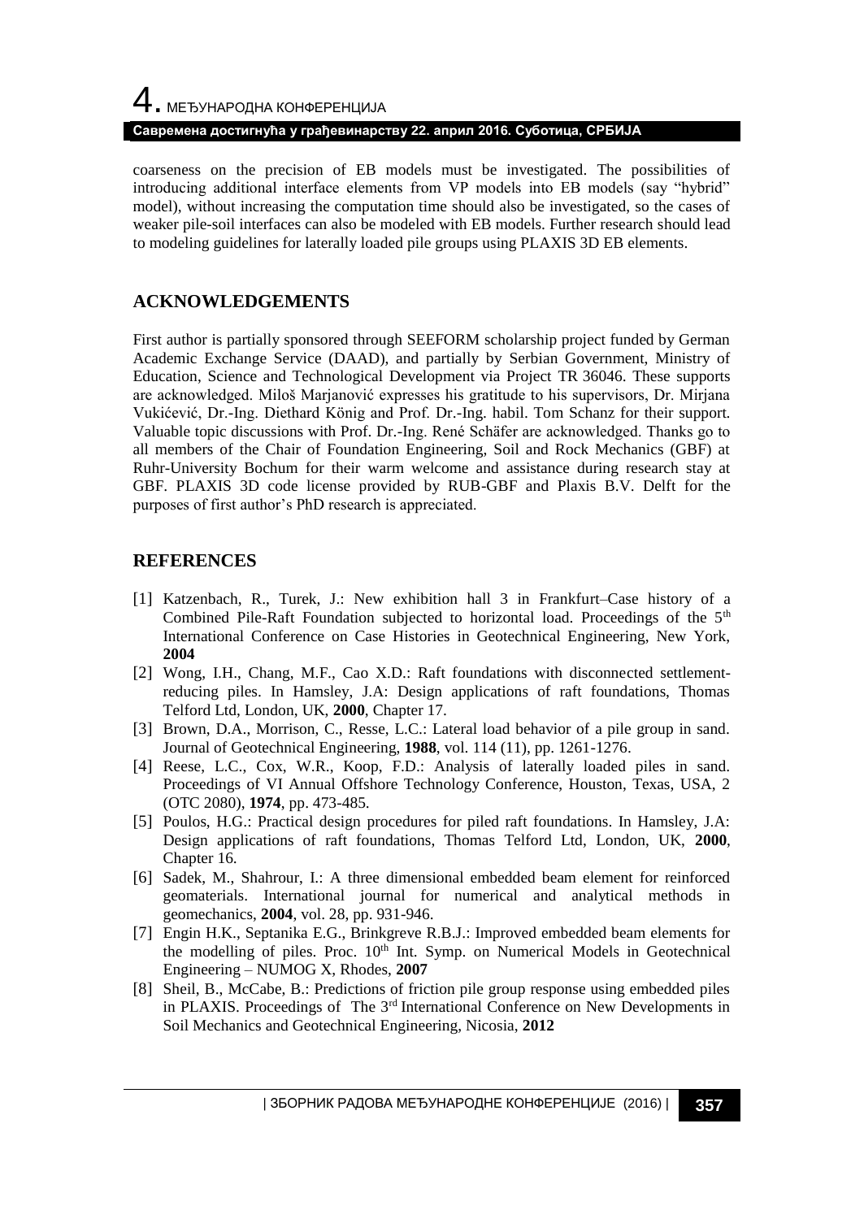coarseness on the precision of EB models must be investigated. The possibilities of introducing additional interface elements from VP models into EB models (say "hybrid" model), without increasing the computation time should also be investigated, so the cases of weaker pile-soil interfaces can also be modeled with EB models. Further research should lead to modeling guidelines for laterally loaded pile groups using PLAXIS 3D EB elements.

## ACKNOWLEDGEMENTS

First author is partially sponsored through SEEFORM scholarship project funded by German Academic Exchange Service (DAAD), and partially by Serbian Government, Ministry of Education, Science and Technological Development via Project TR 36046. These supports are acknowledged. Miloš Marjanović expresses his gratitude to his supervisors, Dr. Mirjana Vukićević, Dr.-Ing. Diethard König and Prof. Dr.-Ing. habil. Tom Schanz for their support. Valuable topic discussions with Prof. Dr.-Ing. René Schäfer are acknowledged. Thanks go to all members of the Chair of Foundation Engineering, Soil and Rock Mechanics (GBF) at Ruhr-University Bochum for their warm welcome and assistance during research stay at GBF. PLAXIS 3D code license provided by RUB-GBF and Plaxis B.V. Delft for the purposes of first author's PhD research is appreciated.

## REFERENCES

[1] Katzenbach, R., Turek, J.: New exhibition hall 3 in Frankfurt–Case history of a Combined Pile-Raft Foundation subjected to horizontal load. Proceedings of the 5th International Conference on Case Histories in Geotechnical Engineering, New York, **2004**

[2] Wong, I.H., Chang, M.F., Cao X.D.: Raft foundations with disconnected settlement-reducing piles. In Hamsley, J.A: Design applications of raft foundations, Thomas Telford Ltd, London, UK, **2000**, Chapter 17.

[3] Brown, D.A., Morrison, C., Resse, L.C.: Lateral load behavior of a pile group in sand. Journal of Geotechnical Engineering, **1988**, vol. 114 (11), pp. 1261-1276.

[4] Reese, L.C., Cox, W.R., Koop, F.D.: Analysis of laterally loaded piles in sand. Proceedings of VI Annual Offshore Technology Conference, Houston, Texas, USA, 2 (OTC 2080), **1974**, pp. 473-485.

[5] Poulos, H.G.: Practical design procedures for piled raft foundations. In Hamsley, J.A: Design applications of raft foundations, Thomas Telford Ltd, London, UK, **2000**, Chapter 16.

[6] Sadek, M., Shahrour, I.: A three dimensional embedded beam element for reinforced geomaterials. International journal for numerical and analytical methods in geomechanics, **2004**, vol. 28, pp. 931-946.

[7] Engin H.K., Septanika E.G., Brinkgreve R.B.J.: Improved embedded beam elements for the modelling of piles. Proc. 10th Int. Symp. on Numerical Models in Geotechnical Engineering – NUMOG X, Rhodes, **2007**

[8] Sheil, B., McCabe, B.: Predictions of friction pile group response using embedded piles in PLAXIS. Proceedings of The 3rd International Conference on New Developments in Soil Mechanics and Geotechnical Engineering, Nicosia, **2012**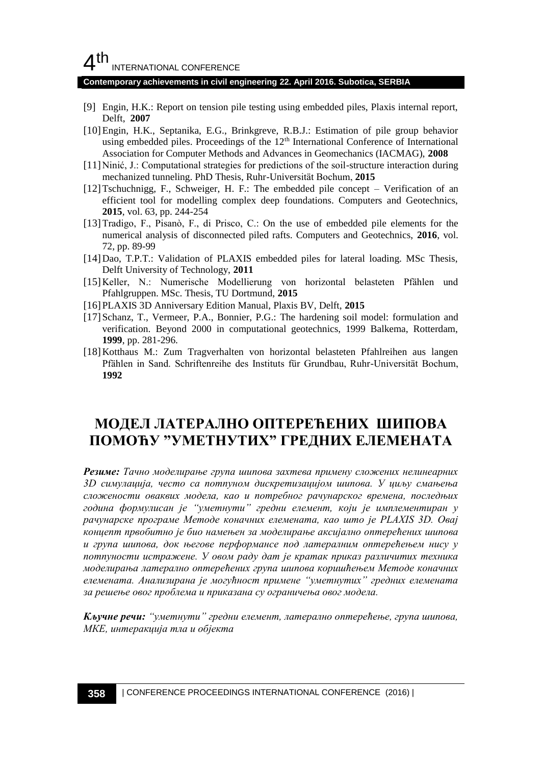[9] Engin, H.K.: Report on tension pile testing using embedded piles, Plaxis internal report, Delft, **2007**

[10] Engin, H.K., Septanika, E.G., Brinkgreve, R.B.J.: Estimation of pile group behavior using embedded piles. Proceedings of the 12th International Conference of International Association for Computer Methods and Advances in Geomechanics (IACMAG), **2008**

[11] Ninić, J.: Computational strategies for predictions of the soil-structure interaction during mechanized tunneling. PhD Thesis, Ruhr-Universität Bochum, **2015**

[12] Tschuchnigg, F., Schweiger, H. F.: The embedded pile concept – Verification of an efficient tool for modelling complex deep foundations. Computers and Geotechnics, **2015**, vol. 63, pp. 244-254

[13] Tradigo, F., Pisanò, F., di Prisco, C.: On the use of embedded pile elements for the numerical analysis of disconnected piled rafts. Computers and Geotechnics, **2016**, vol. 72, pp. 89-99

[14] Dao, T.P.T.: Validation of PLAXIS embedded piles for lateral loading. MSc Thesis, Delft University of Technology, **2011**

[15] Keller, N.: Numerische Modellierung von horizontal belasteten Pfählen und Pfahlgruppen. MSc. Thesis, TU Dortmund, **2015**

[16] PLAXIS 3D Anniversary Edition Manual, Plaxis BV, Delft, **2015**

[17] Schanz, T., Vermeer, P.A., Bonnier, P.G.: The hardening soil model: formulation and verification. Beyond 2000 in computational geotechnics, 1999 Balkema, Rotterdam, **1999**, pp. 281-296.

[18] Kotthaus M.: Zum Tragverhalten von horizontal belasteten Pfahlreihen aus langen Pfählen in Sand. Schriftenreihe des Instituts für Grundbau, Ruhr-Universität Bochum, **1992**

# МОДЕЛ ЛАТЕРАЛНО ОПТЕРЕЋЕНИХ ШИПОВА ПОМОЋУ "УМЕТНУТИХ" ГРЕДНИХ ЕЛЕМЕНАТА

***Резиме:*** *Тачно моделирање група шипова захтева примену сложених нелинеарних 3D симулација, често са потпуном дискретизацијом шипова. У циљу смањења сложености оваквих модела, као и потребног рачунарског времена, последњих година формулисан је "уметнути" гредни елемент, који је имплементиран у рачунарске програме Методе коначних елемената, као што је PLAXIS 3D. Овај концепт првобитно је био намењен за моделирање аксијално оптерећених шипова и група шипова, док његове перформансе под латералним оптерећењем нису у потпуности истражене. У овом раду дат је кратак приказ различитих техника моделирања латерално оптерећених група шипова коришћењем Методе коначних елемената. Анализирана је могућност примене "уметнутих" гредних елемената за решење овог проблема и приказана су ограничења овог модела.*

***Кључне речи:*** *"уметнути" гредни елемент, латерално оптерећење, група шипова, МКЕ, интеракција тла и објекта*